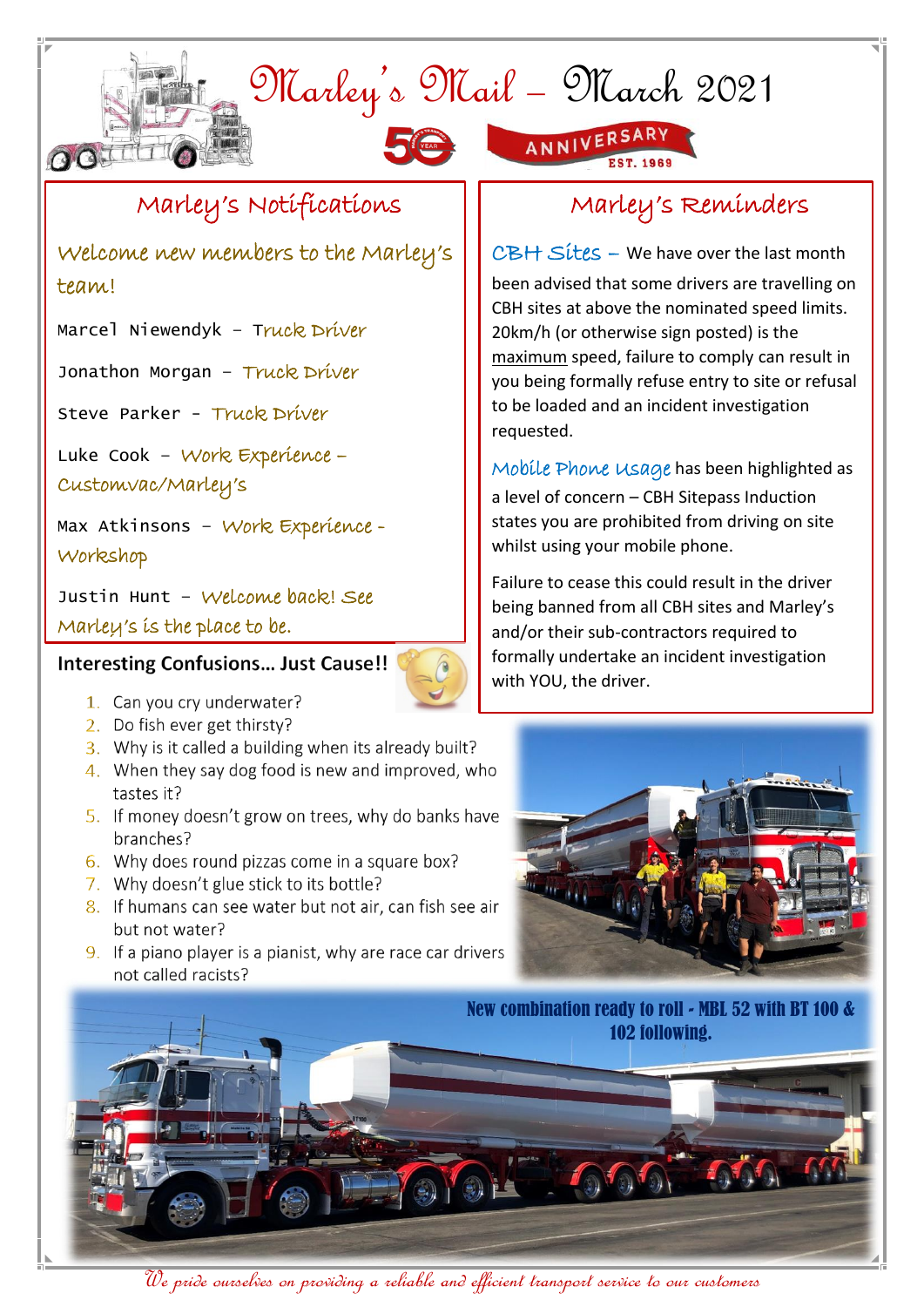# Marley's Mail – March 2021

50 YEAR ANNIVERSARY EST. 1969

## Marley's Notifications

### Welcome new members to the Marley's team!

Marcel Niewendyk – Truck Driver

Jonathon Morgan – Truck Driver

Steve Parker - Truck Driver

Luke Cook – Work Experience – Customvac/Marley's

Max Atkinsons – Work Experience - Workshop

Justin Hunt – Welcome back! See Marley's is the place to be.

## Marley's Reminders

**CBH Sites** – We have over the last month been advised that some drivers are travelling on CBH sites at above the nominated speed limits. 20km/h (or otherwise sign posted) is the maximum speed, failure to comply can result in you being formally refuse entry to site or refusal to be loaded and an incident investigation requested.

**Mobile Phone Usage** has been highlighted as a level of concern – CBH Sitepass Induction states you are prohibited from driving on site whilst using your mobile phone.

Failure to cease this could result in the driver being banned from all CBH sites and Marley's and/or their sub-contractors required to formally undertake an incident investigation with YOU, the driver.

## Interesting Confusions... Just Cause!!

1. Can you cry underwater?
2. Do fish ever get thirsty?
3. Why is it called a building when its already built?
4. When they say dog food is new and improved, who tastes it?
5. If money doesn't grow on trees, why do banks have branches?
6. Why does round pizzas come in a square box?
7. Why doesn't glue stick to its bottle?
8. If humans can see water but not air, can fish see air but not water?
9. If a piano player is a pianist, why are race car drivers not called racists?

New combination ready to roll - MBL 52 with BT 100 & 102 following.

*We pride ourselves on providing a reliable and efficient transport service to our customers*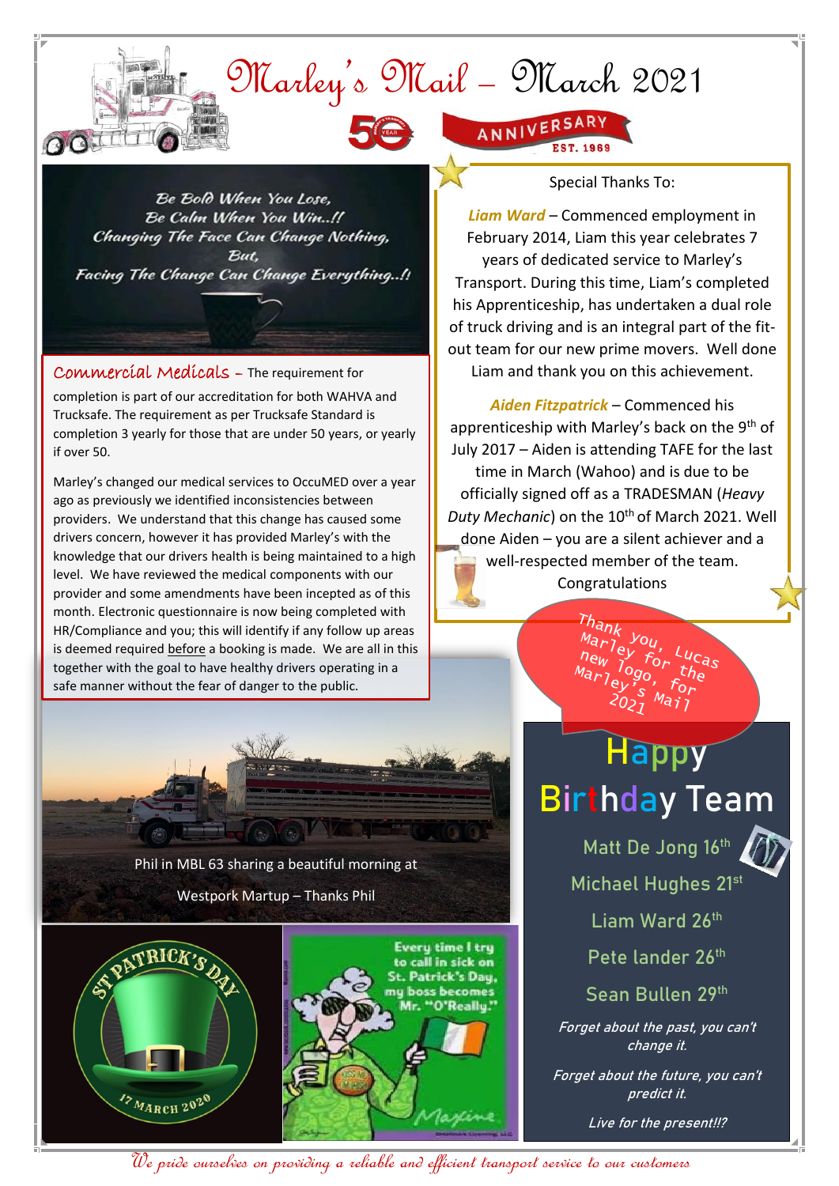# Marley's Mail – March 2021

50 YEAR ANNIVERSARY EST. 1969

Be Bold When You Lose,
Be Calm When You Win..!!
Changing The Face Can Change Nothing,
But,
Facing The Change Can Change Everything..!!

## Commercial Medicals

– The requirement for completion is part of our accreditation for both WAHVA and Trucksafe. The requirement as per Trucksafe Standard is completion 3 yearly for those that are under 50 years, or yearly if over 50.

Marley's changed our medical services to OccuMED over a year ago as previously we identified inconsistencies between providers. We understand that this change has caused some drivers concern, however it has provided Marley's with the knowledge that our drivers health is being maintained to a high level. We have reviewed the medical components with our provider and some amendments have been incepted as of this month. Electronic questionnaire is now being completed with HR/Compliance and you; this will identify if any follow up areas is deemed required before a booking is made. We are all in this together with the goal to have healthy drivers operating in a safe manner without the fear of danger to the public.

Phil in MBL 63 sharing a beautiful morning at Westpork Martup – Thanks Phil

ST PATRICK'S DAY 17 MARCH 2020

Every time I try to call in sick on St. Patrick's Day, my boss becomes Mr. "O'Really."

## Special Thanks To:

***Liam Ward*** – Commenced employment in February 2014, Liam this year celebrates 7 years of dedicated service to Marley's Transport. During this time, Liam's completed his Apprenticeship, has undertaken a dual role of truck driving and is an integral part of the fit-out team for our new prime movers. Well done Liam and thank you on this achievement.

***Aiden Fitzpatrick*** – Commenced his apprenticeship with Marley's back on the 9th of July 2017 – Aiden is attending TAFE for the last time in March (Wahoo) and is due to be officially signed off as a TRADESMAN (*Heavy Duty Mechanic*) on the 10th of March 2021. Well done Aiden – you are a silent achiever and a well-respected member of the team. Congratulations

Thank you, Lucas Marley for the new logo, for Marley's Mail 2021

## Happy Birthday Team

Matt De Jong 16th

Michael Hughes 21st

Liam Ward 26th

Pete lander 26th

Sean Bullen 29th

*Forget about the past, you can't change it.*

*Forget about the future, you can't predict it.*

*Live for the present!!?*

*We pride ourselves on providing a reliable and efficient transport service to our customers*